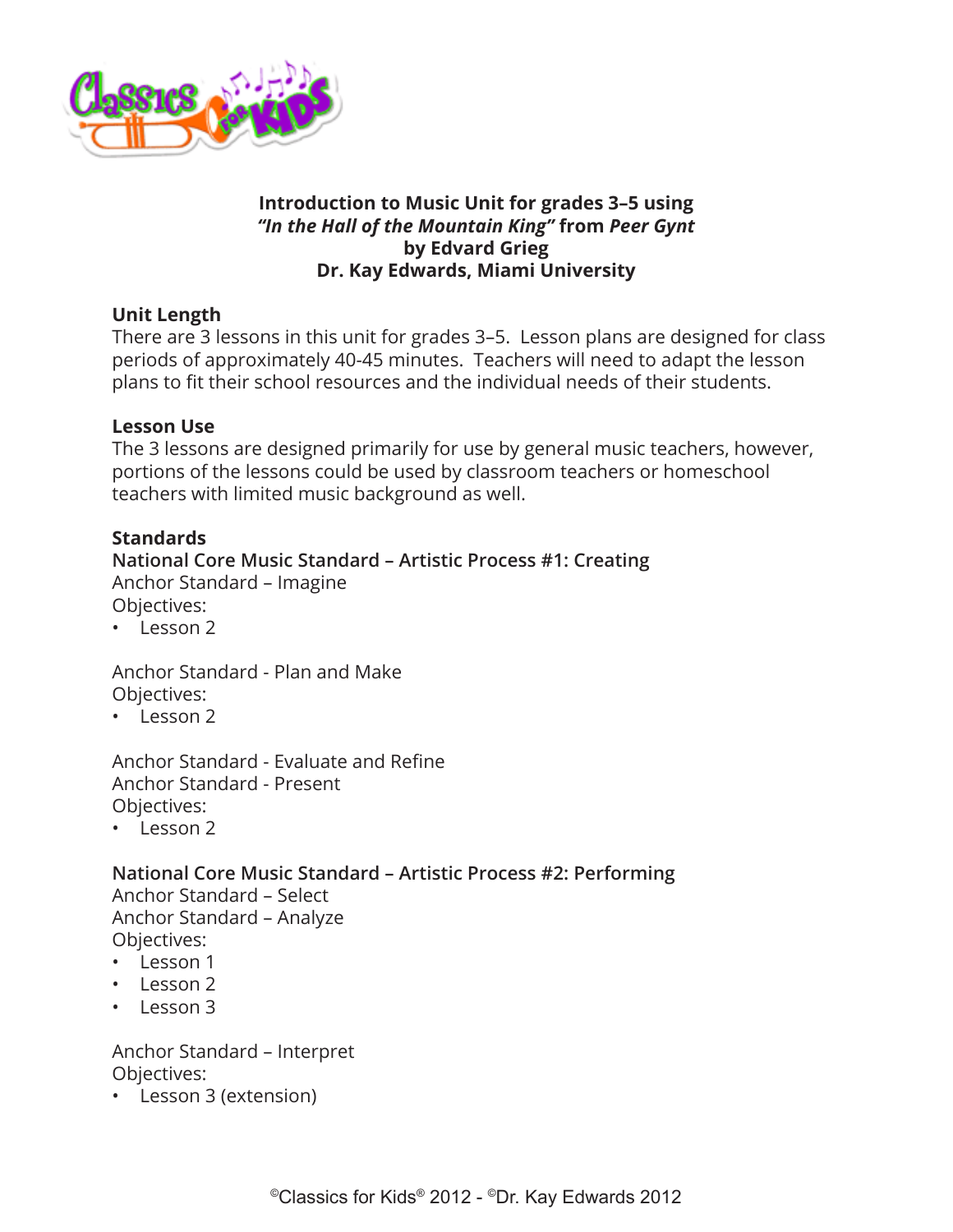# Introduction to Music Unit for grades 3–5 using *"In the Hall of the Mountain King"* from *Peer Gynt* by Edvard Grieg

**Dr. Kay Edwards, Miami University**

## Unit Length

There are 3 lessons in this unit for grades 3–5. Lesson plans are designed for class periods of approximately 40-45 minutes. Teachers will need to adapt the lesson plans to fit their school resources and the individual needs of their students.

## Lesson Use

The 3 lessons are designed primarily for use by general music teachers, however, portions of the lessons could be used by classroom teachers or homeschool teachers with limited music background as well.

## Standards

### National Core Music Standard – Artistic Process #1: Creating

Anchor Standard – Imagine
Objectives:
- Lesson 2

Anchor Standard - Plan and Make
Objectives:
- Lesson 2

Anchor Standard - Evaluate and Refine
Anchor Standard - Present
Objectives:
- Lesson 2

### National Core Music Standard – Artistic Process #2: Performing

Anchor Standard – Select
Anchor Standard – Analyze
Objectives:
- Lesson 1
- Lesson 2
- Lesson 3

Anchor Standard – Interpret
Objectives:
- Lesson 3 (extension)

©Classics for Kids® 2012 - ©Dr. Kay Edwards 2012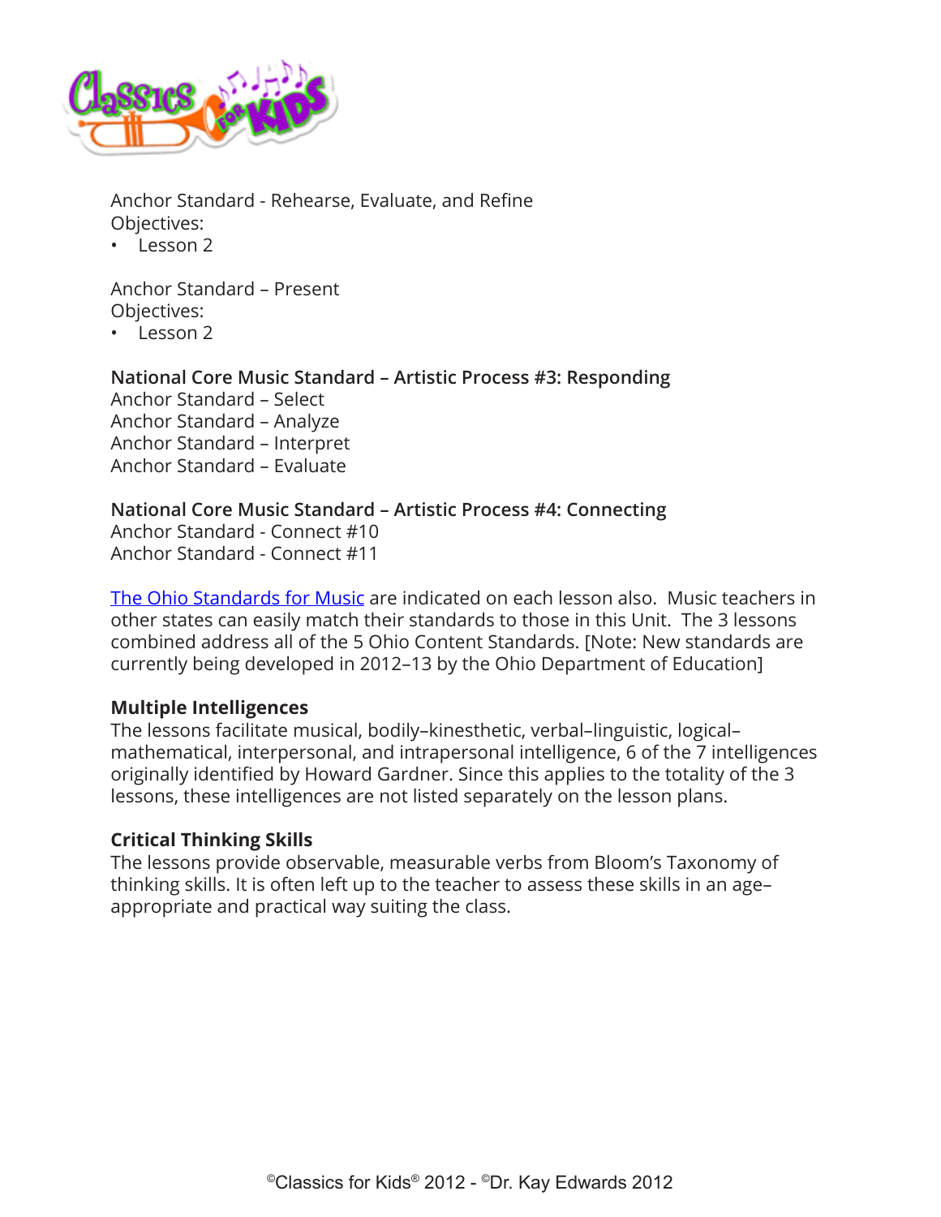Anchor Standard - Rehearse, Evaluate, and Refine
Objectives:
- Lesson 2

Anchor Standard – Present
Objectives:
- Lesson 2

**National Core Music Standard – Artistic Process #3: Responding**
Anchor Standard – Select
Anchor Standard – Analyze
Anchor Standard – Interpret
Anchor Standard – Evaluate

**National Core Music Standard – Artistic Process #4: Connecting**
Anchor Standard - Connect #10
Anchor Standard - Connect #11

The Ohio Standards for Music are indicated on each lesson also. Music teachers in other states can easily match their standards to those in this Unit. The 3 lessons combined address all of the 5 Ohio Content Standards. [Note: New standards are currently being developed in 2012–13 by the Ohio Department of Education]

**Multiple Intelligences**
The lessons facilitate musical, bodily–kinesthetic, verbal–linguistic, logical–mathematical, interpersonal, and intrapersonal intelligence, 6 of the 7 intelligences originally identified by Howard Gardner. Since this applies to the totality of the 3 lessons, these intelligences are not listed separately on the lesson plans.

**Critical Thinking Skills**
The lessons provide observable, measurable verbs from Bloom's Taxonomy of thinking skills. It is often left up to the teacher to assess these skills in an age–appropriate and practical way suiting the class.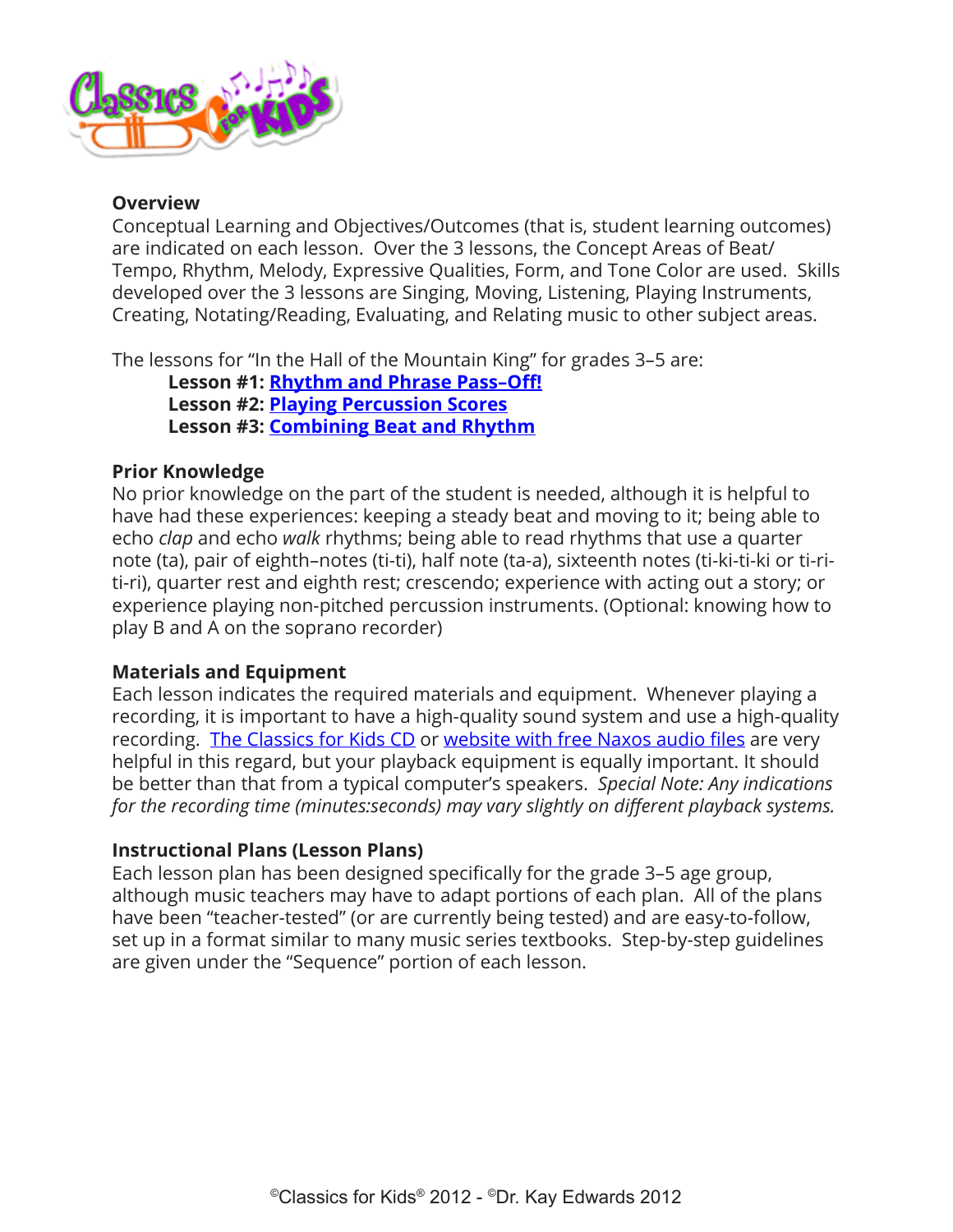## Overview

Conceptual Learning and Objectives/Outcomes (that is, student learning outcomes) are indicated on each lesson. Over the 3 lessons, the Concept Areas of Beat/Tempo, Rhythm, Melody, Expressive Qualities, Form, and Tone Color are used. Skills developed over the 3 lessons are Singing, Moving, Listening, Playing Instruments, Creating, Notating/Reading, Evaluating, and Relating music to other subject areas.

The lessons for "In the Hall of the Mountain King" for grades 3–5 are:

**Lesson #1: Rhythm and Phrase Pass–Off!**
**Lesson #2: Playing Percussion Scores**
**Lesson #3: Combining Beat and Rhythm**

## Prior Knowledge

No prior knowledge on the part of the student is needed, although it is helpful to have had these experiences: keeping a steady beat and moving to it; being able to echo *clap* and echo *walk* rhythms; being able to read rhythms that use a quarter note (ta), pair of eighth–notes (ti-ti), half note (ta-a), sixteenth notes (ti-ki-ti-ki or ti-ri-ti-ri), quarter rest and eighth rest; crescendo; experience with acting out a story; or experience playing non-pitched percussion instruments. (Optional: knowing how to play B and A on the soprano recorder)

## Materials and Equipment

Each lesson indicates the required materials and equipment. Whenever playing a recording, it is important to have a high-quality sound system and use a high-quality recording. The Classics for Kids CD or website with free Naxos audio files are very helpful in this regard, but your playback equipment is equally important. It should be better than that from a typical computer's speakers. *Special Note: Any indications for the recording time (minutes:seconds) may vary slightly on different playback systems.*

## Instructional Plans (Lesson Plans)

Each lesson plan has been designed specifically for the grade 3–5 age group, although music teachers may have to adapt portions of each plan. All of the plans have been "teacher-tested" (or are currently being tested) and are easy-to-follow, set up in a format similar to many music series textbooks. Step-by-step guidelines are given under the "Sequence" portion of each lesson.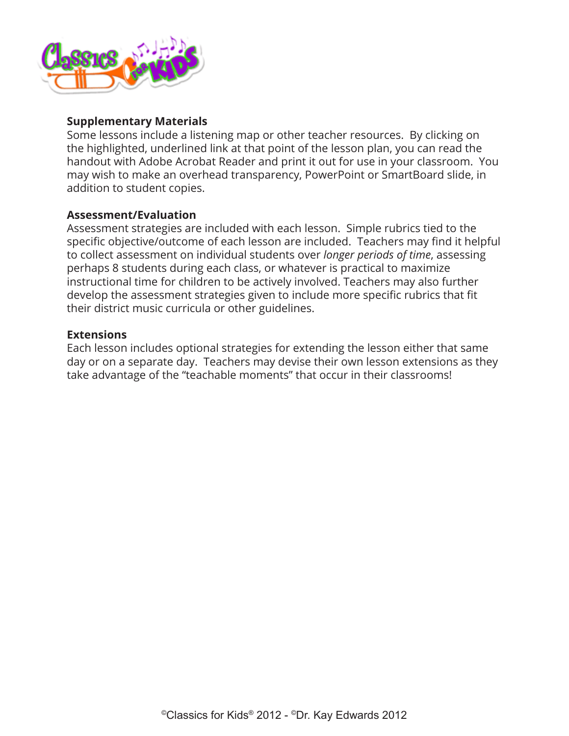**Supplementary Materials**
Some lessons include a listening map or other teacher resources. By clicking on the highlighted, underlined link at that point of the lesson plan, you can read the handout with Adobe Acrobat Reader and print it out for use in your classroom. You may wish to make an overhead transparency, PowerPoint or SmartBoard slide, in addition to student copies.

**Assessment/Evaluation**
Assessment strategies are included with each lesson. Simple rubrics tied to the specific objective/outcome of each lesson are included. Teachers may find it helpful to collect assessment on individual students over *longer periods of time*, assessing perhaps 8 students during each class, or whatever is practical to maximize instructional time for children to be actively involved. Teachers may also further develop the assessment strategies given to include more specific rubrics that fit their district music curricula or other guidelines.

**Extensions**
Each lesson includes optional strategies for extending the lesson either that same day or on a separate day. Teachers may devise their own lesson extensions as they take advantage of the "teachable moments" that occur in their classrooms!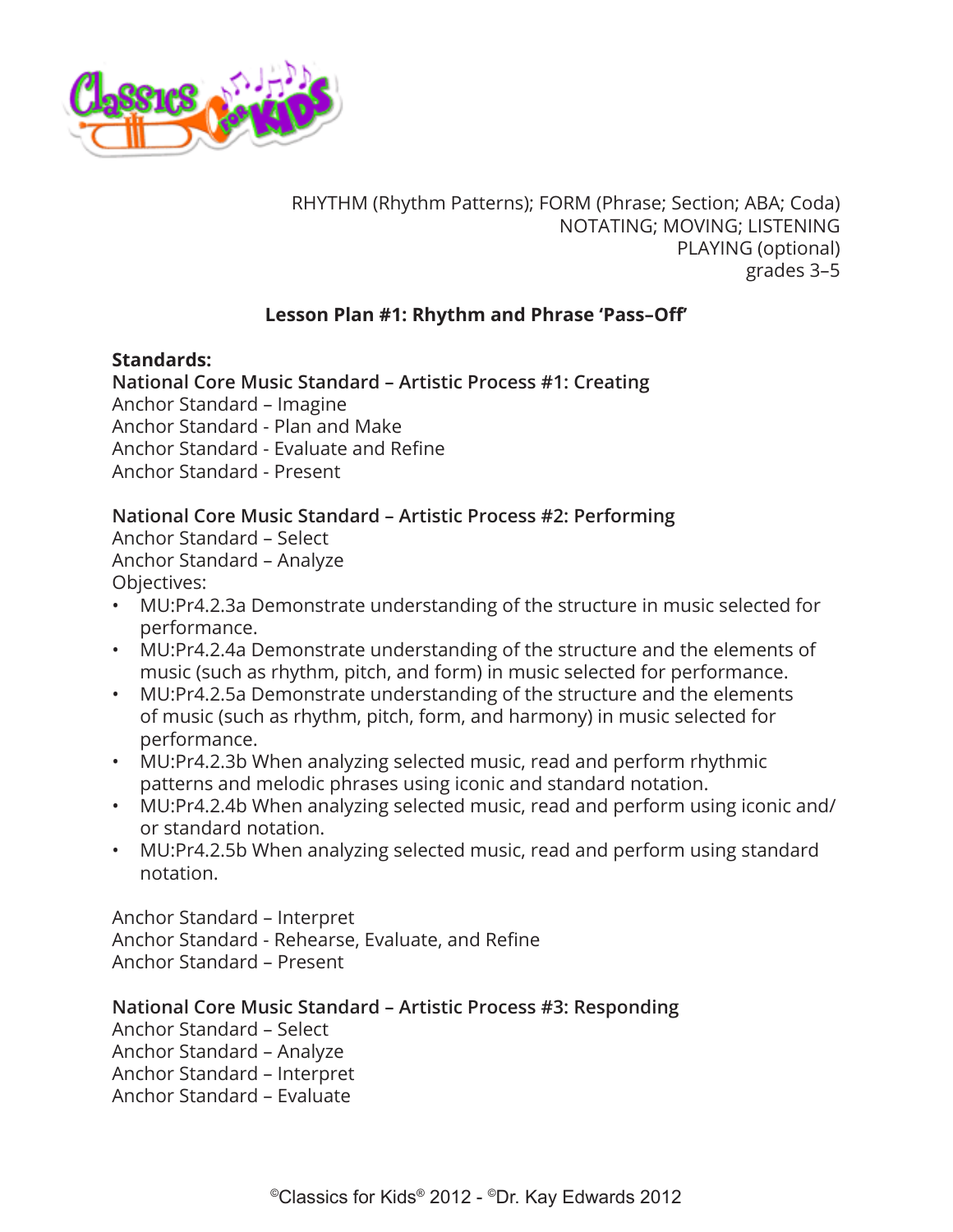RHYTHM (Rhythm Patterns); FORM (Phrase; Section; ABA; Coda)
NOTATING; MOVING; LISTENING
PLAYING (optional)
grades 3–5

## Lesson Plan #1: Rhythm and Phrase 'Pass–Off'

**Standards:**

**National Core Music Standard – Artistic Process #1: Creating**

Anchor Standard – Imagine
Anchor Standard - Plan and Make
Anchor Standard - Evaluate and Refine
Anchor Standard - Present

**National Core Music Standard – Artistic Process #2: Performing**

Anchor Standard – Select
Anchor Standard – Analyze
Objectives:

- MU:Pr4.2.3a Demonstrate understanding of the structure in music selected for performance.
- MU:Pr4.2.4a Demonstrate understanding of the structure and the elements of music (such as rhythm, pitch, and form) in music selected for performance.
- MU:Pr4.2.5a Demonstrate understanding of the structure and the elements of music (such as rhythm, pitch, form, and harmony) in music selected for performance.
- MU:Pr4.2.3b When analyzing selected music, read and perform rhythmic patterns and melodic phrases using iconic and standard notation.
- MU:Pr4.2.4b When analyzing selected music, read and perform using iconic and/or standard notation.
- MU:Pr4.2.5b When analyzing selected music, read and perform using standard notation.

Anchor Standard – Interpret
Anchor Standard - Rehearse, Evaluate, and Refine
Anchor Standard – Present

**National Core Music Standard – Artistic Process #3: Responding**

Anchor Standard – Select
Anchor Standard – Analyze
Anchor Standard – Interpret
Anchor Standard – Evaluate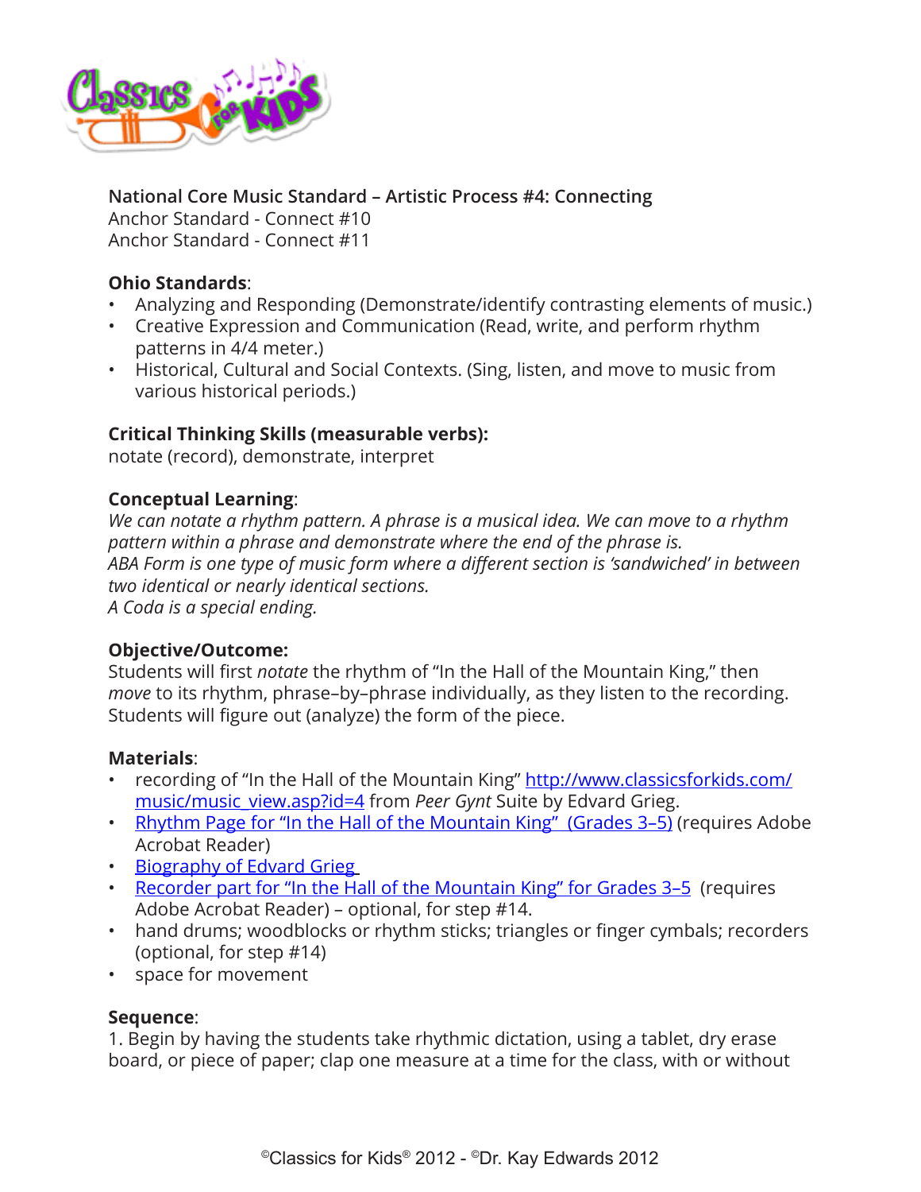**National Core Music Standard – Artistic Process #4: Connecting**
Anchor Standard - Connect #10
Anchor Standard - Connect #11

**Ohio Standards**:
- Analyzing and Responding (Demonstrate/identify contrasting elements of music.)
- Creative Expression and Communication (Read, write, and perform rhythm patterns in 4/4 meter.)
- Historical, Cultural and Social Contexts. (Sing, listen, and move to music from various historical periods.)

**Critical Thinking Skills (measurable verbs):**
notate (record), demonstrate, interpret

**Conceptual Learning**:
*We can notate a rhythm pattern. A phrase is a musical idea. We can move to a rhythm pattern within a phrase and demonstrate where the end of the phrase is.*
*ABA Form is one type of music form where a different section is 'sandwiched' in between two identical or nearly identical sections.*
*A Coda is a special ending.*

**Objective/Outcome:**
Students will first *notate* the rhythm of "In the Hall of the Mountain King," then *move* to its rhythm, phrase–by–phrase individually, as they listen to the recording. Students will figure out (analyze) the form of the piece.

**Materials**:
- recording of "In the Hall of the Mountain King" http://www.classicsforkids.com/music/music_view.asp?id=4 from *Peer Gynt* Suite by Edvard Grieg.
- Rhythm Page for "In the Hall of the Mountain King" (Grades 3–5) (requires Adobe Acrobat Reader)
- Biography of Edvard Grieg
- Recorder part for "In the Hall of the Mountain King" for Grades 3–5 (requires Adobe Acrobat Reader) – optional, for step #14.
- hand drums; woodblocks or rhythm sticks; triangles or finger cymbals; recorders (optional, for step #14)
- space for movement

**Sequence**:
1. Begin by having the students take rhythmic dictation, using a tablet, dry erase board, or piece of paper; clap one measure at a time for the class, with or without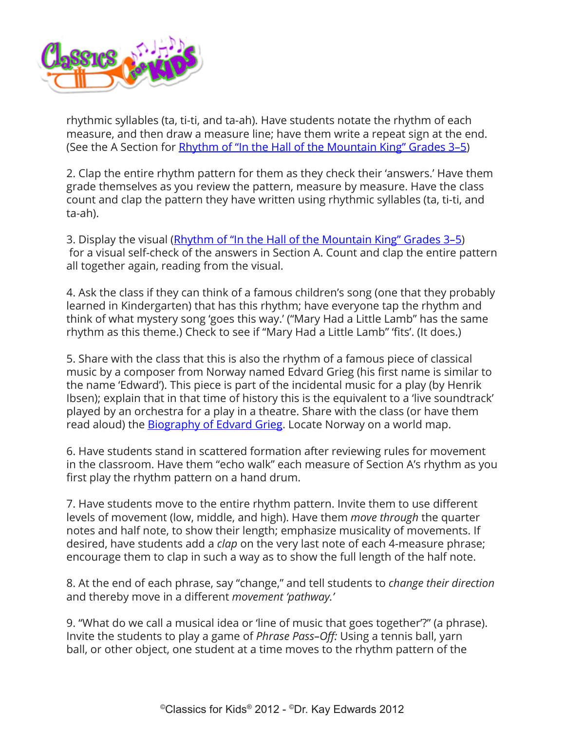rhythmic syllables (ta, ti-ti, and ta-ah). Have students notate the rhythm of each measure, and then draw a measure line; have them write a repeat sign at the end. (See the A Section for Rhythm of "In the Hall of the Mountain King" Grades 3–5)

2. Clap the entire rhythm pattern for them as they check their 'answers.' Have them grade themselves as you review the pattern, measure by measure. Have the class count and clap the pattern they have written using rhythmic syllables (ta, ti-ti, and ta-ah).

3. Display the visual (Rhythm of "In the Hall of the Mountain King" Grades 3–5) for a visual self-check of the answers in Section A. Count and clap the entire pattern all together again, reading from the visual.

4. Ask the class if they can think of a famous children's song (one that they probably learned in Kindergarten) that has this rhythm; have everyone tap the rhythm and think of what mystery song 'goes this way.' ("Mary Had a Little Lamb" has the same rhythm as this theme.) Check to see if "Mary Had a Little Lamb" 'fits'. (It does.)

5. Share with the class that this is also the rhythm of a famous piece of classical music by a composer from Norway named Edvard Grieg (his first name is similar to the name 'Edward'). This piece is part of the incidental music for a play (by Henrik Ibsen); explain that in that time of history this is the equivalent to a 'live soundtrack' played by an orchestra for a play in a theatre. Share with the class (or have them read aloud) the Biography of Edvard Grieg. Locate Norway on a world map.

6. Have students stand in scattered formation after reviewing rules for movement in the classroom. Have them "echo walk" each measure of Section A's rhythm as you first play the rhythm pattern on a hand drum.

7. Have students move to the entire rhythm pattern. Invite them to use different levels of movement (low, middle, and high). Have them *move through* the quarter notes and half note, to show their length; emphasize musicality of movements. If desired, have students add a *clap* on the very last note of each 4-measure phrase; encourage them to clap in such a way as to show the full length of the half note.

8. At the end of each phrase, say "change," and tell students to *change their direction* and thereby move in a different *movement 'pathway.'*

9. "What do we call a musical idea or 'line of music that goes together'?" (a phrase). Invite the students to play a game of *Phrase Pass–Off:* Using a tennis ball, yarn ball, or other object, one student at a time moves to the rhythm pattern of the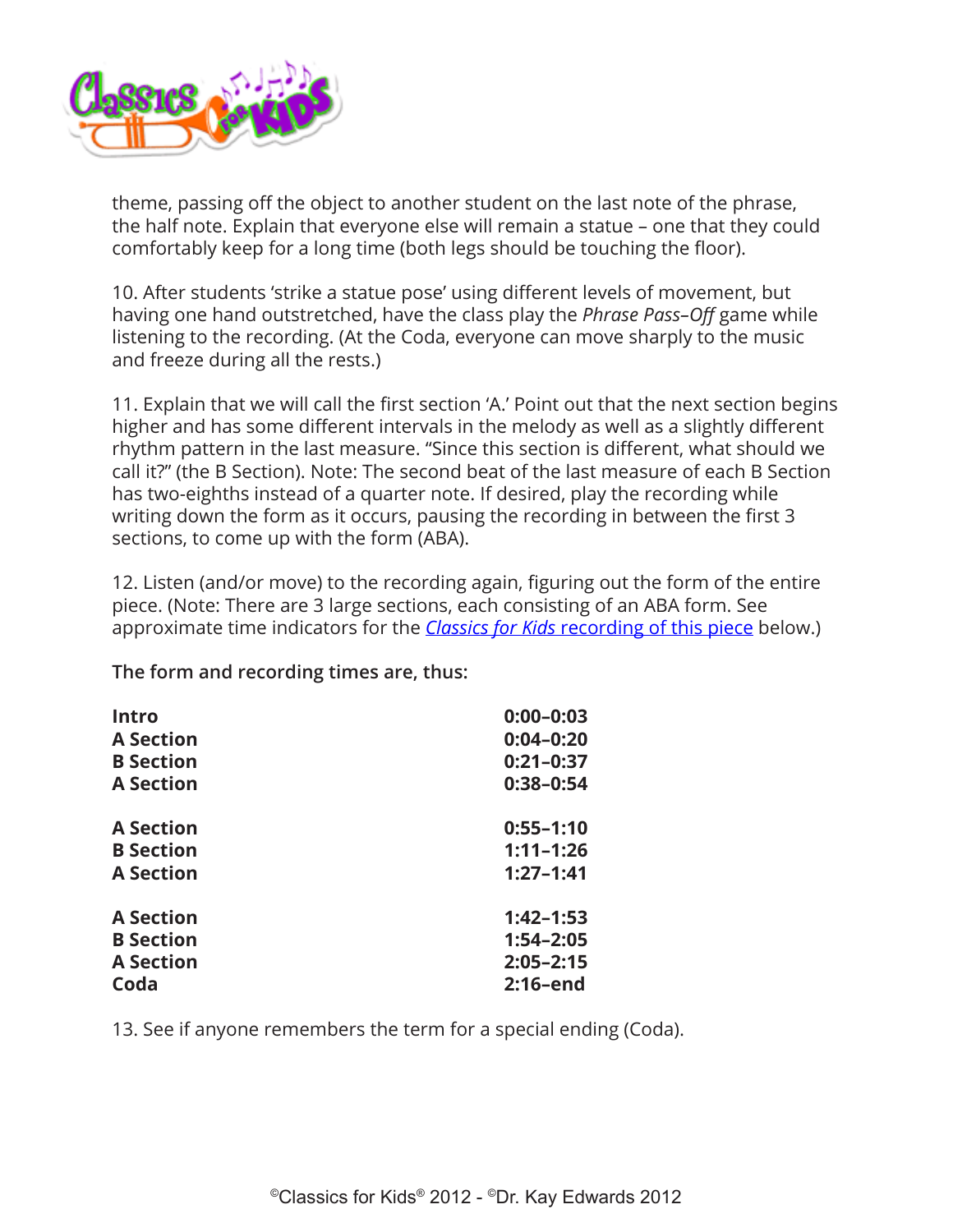theme, passing off the object to another student on the last note of the phrase, the half note. Explain that everyone else will remain a statue – one that they could comfortably keep for a long time (both legs should be touching the floor).

10. After students 'strike a statue pose' using different levels of movement, but having one hand outstretched, have the class play the *Phrase Pass–Off* game while listening to the recording. (At the Coda, everyone can move sharply to the music and freeze during all the rests.)

11. Explain that we will call the first section 'A.' Point out that the next section begins higher and has some different intervals in the melody as well as a slightly different rhythm pattern in the last measure. "Since this section is different, what should we call it?" (the B Section). Note: The second beat of the last measure of each B Section has two-eighths instead of a quarter note. If desired, play the recording while writing down the form as it occurs, pausing the recording in between the first 3 sections, to come up with the form (ABA).

12. Listen (and/or move) to the recording again, figuring out the form of the entire piece. (Note: There are 3 large sections, each consisting of an ABA form. See approximate time indicators for the *Classics for Kids* recording of this piece below.)

**The form and recording times are, thus:**

| | |
|---|---|
| **Intro** | **0:00–0:03** |
| **A Section** | **0:04–0:20** |
| **B Section** | **0:21–0:37** |
| **A Section** | **0:38–0:54** |
| | |
| **A Section** | **0:55–1:10** |
| **B Section** | **1:11–1:26** |
| **A Section** | **1:27–1:41** |
| | |
| **A Section** | **1:42–1:53** |
| **B Section** | **1:54–2:05** |
| **A Section** | **2:05–2:15** |
| **Coda** | **2:16–end** |

13. See if anyone remembers the term for a special ending (Coda).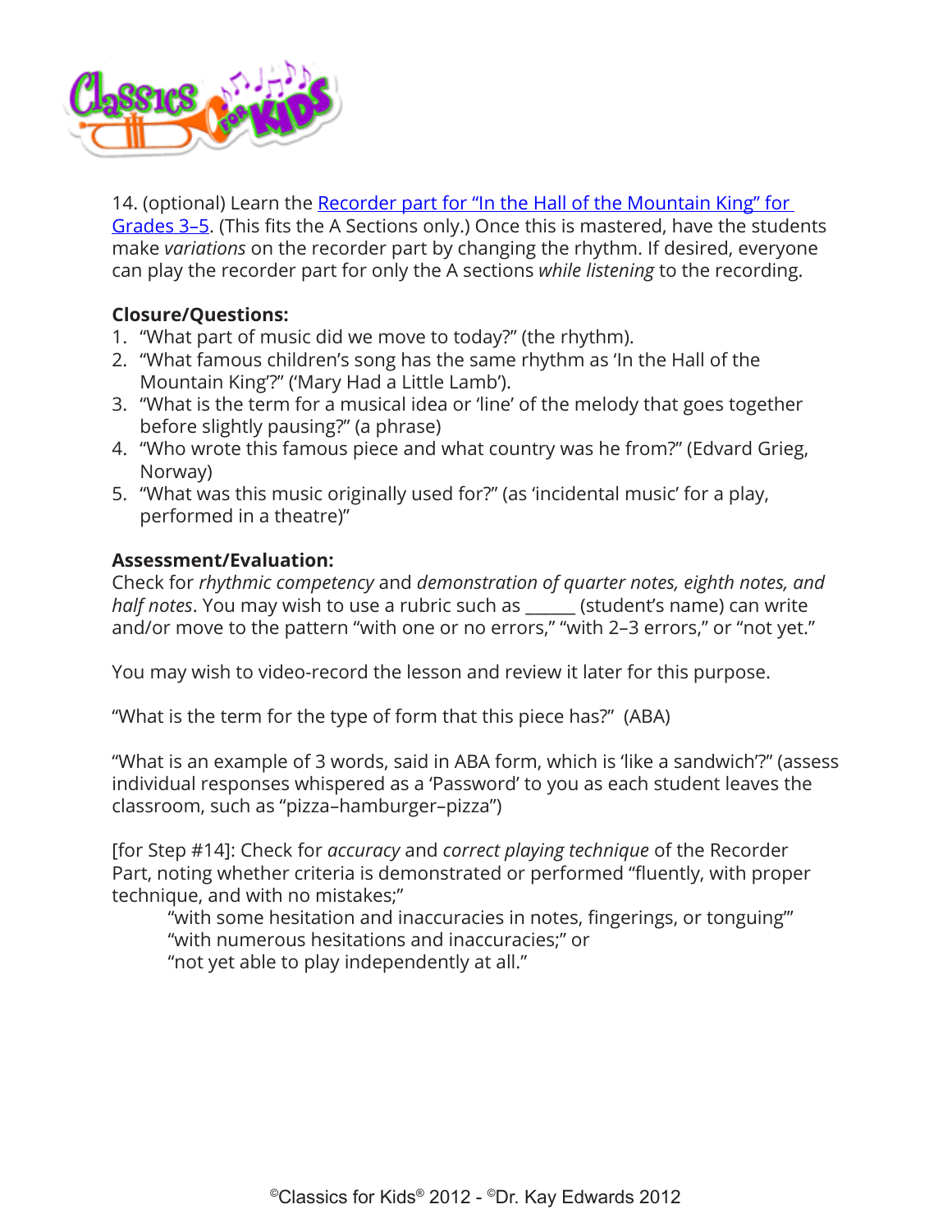14. (optional) Learn the [Recorder part for "In the Hall of the Mountain King" for Grades 3–5](). (This fits the A Sections only.) Once this is mastered, have the students make *variations* on the recorder part by changing the rhythm. If desired, everyone can play the recorder part for only the A sections *while listening* to the recording.

**Closure/Questions:**

1. "What part of music did we move to today?" (the rhythm).
2. "What famous children's song has the same rhythm as 'In the Hall of the Mountain King'?" ('Mary Had a Little Lamb').
3. "What is the term for a musical idea or 'line' of the melody that goes together before slightly pausing?" (a phrase)
4. "Who wrote this famous piece and what country was he from?" (Edvard Grieg, Norway)
5. "What was this music originally used for?" (as 'incidental music' for a play, performed in a theatre)"

**Assessment/Evaluation:**

Check for *rhythmic competency* and *demonstration of quarter notes, eighth notes, and half notes*. You may wish to use a rubric such as ______ (student's name) can write and/or move to the pattern "with one or no errors," "with 2–3 errors," or "not yet."

You may wish to video-record the lesson and review it later for this purpose.

"What is the term for the type of form that this piece has?" (ABA)

"What is an example of 3 words, said in ABA form, which is 'like a sandwich'?" (assess individual responses whispered as a 'Password' to you as each student leaves the classroom, such as "pizza–hamburger–pizza")

[for Step #14]: Check for *accuracy* and *correct playing technique* of the Recorder Part, noting whether criteria is demonstrated or performed "fluently, with proper technique, and with no mistakes;"

"with some hesitation and inaccuracies in notes, fingerings, or tonguing'"
"with numerous hesitations and inaccuracies;" or
"not yet able to play independently at all."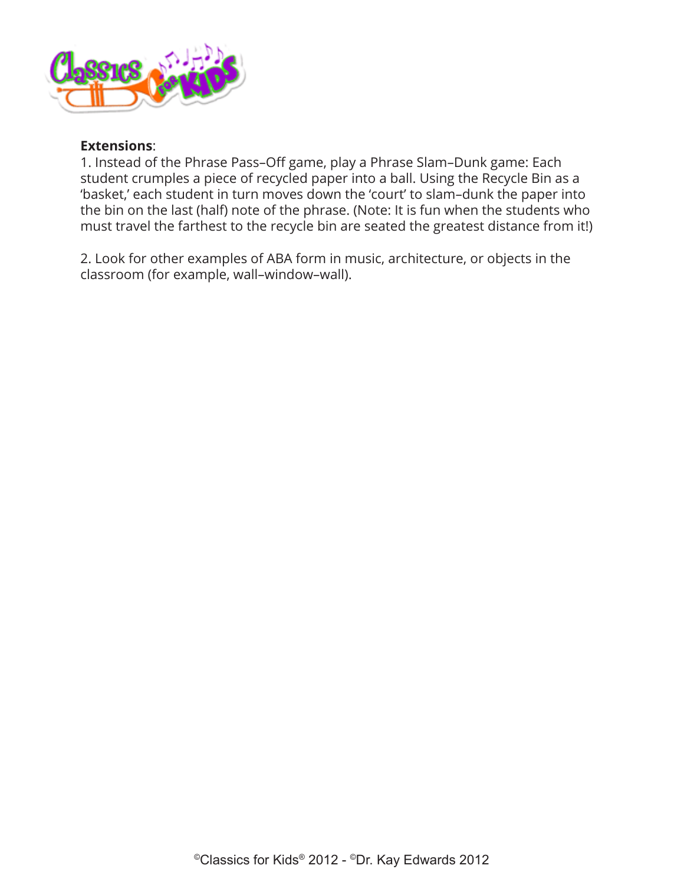**Extensions**:

1. Instead of the Phrase Pass–Off game, play a Phrase Slam–Dunk game: Each student crumples a piece of recycled paper into a ball. Using the Recycle Bin as a 'basket,' each student in turn moves down the 'court' to slam–dunk the paper into the bin on the last (half) note of the phrase. (Note: It is fun when the students who must travel the farthest to the recycle bin are seated the greatest distance from it!)

2. Look for other examples of ABA form in music, architecture, or objects in the classroom (for example, wall–window–wall).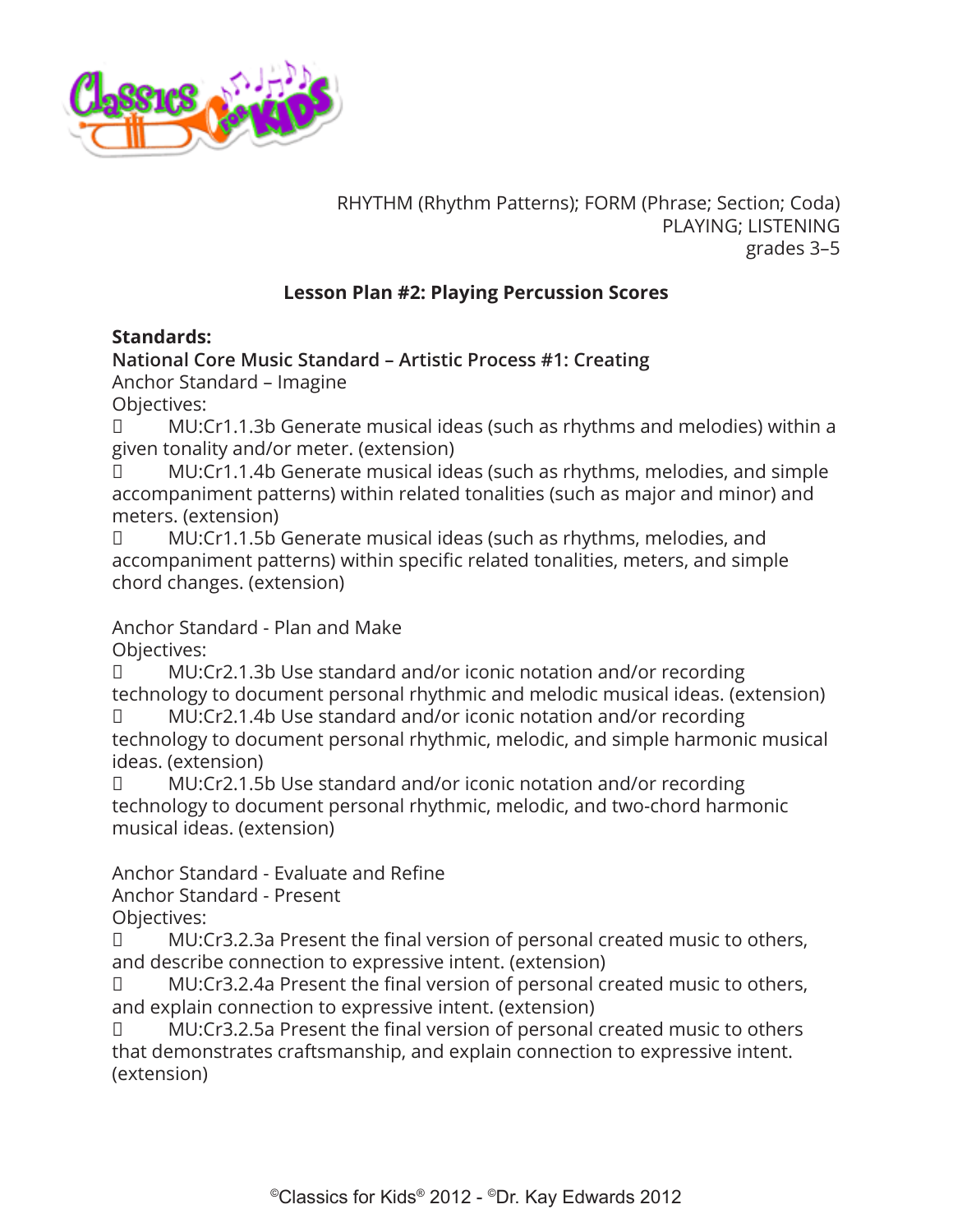RHYTHM (Rhythm Patterns); FORM (Phrase; Section; Coda)
PLAYING; LISTENING
grades 3–5

## Lesson Plan #2: Playing Percussion Scores

**Standards:**

**National Core Music Standard – Artistic Process #1: Creating**

Anchor Standard – Imagine

Objectives:

- MU:Cr1.1.3b Generate musical ideas (such as rhythms and melodies) within a given tonality and/or meter. (extension)
- MU:Cr1.1.4b Generate musical ideas (such as rhythms, melodies, and simple accompaniment patterns) within related tonalities (such as major and minor) and meters. (extension)
- MU:Cr1.1.5b Generate musical ideas (such as rhythms, melodies, and accompaniment patterns) within specific related tonalities, meters, and simple chord changes. (extension)

Anchor Standard - Plan and Make

Objectives:

- MU:Cr2.1.3b Use standard and/or iconic notation and/or recording technology to document personal rhythmic and melodic musical ideas. (extension)
- MU:Cr2.1.4b Use standard and/or iconic notation and/or recording technology to document personal rhythmic, melodic, and simple harmonic musical ideas. (extension)
- MU:Cr2.1.5b Use standard and/or iconic notation and/or recording technology to document personal rhythmic, melodic, and two-chord harmonic musical ideas. (extension)

Anchor Standard - Evaluate and Refine

Anchor Standard - Present

Objectives:

- MU:Cr3.2.3a Present the final version of personal created music to others, and describe connection to expressive intent. (extension)
- MU:Cr3.2.4a Present the final version of personal created music to others, and explain connection to expressive intent. (extension)
- MU:Cr3.2.5a Present the final version of personal created music to others that demonstrates craftsmanship, and explain connection to expressive intent. (extension)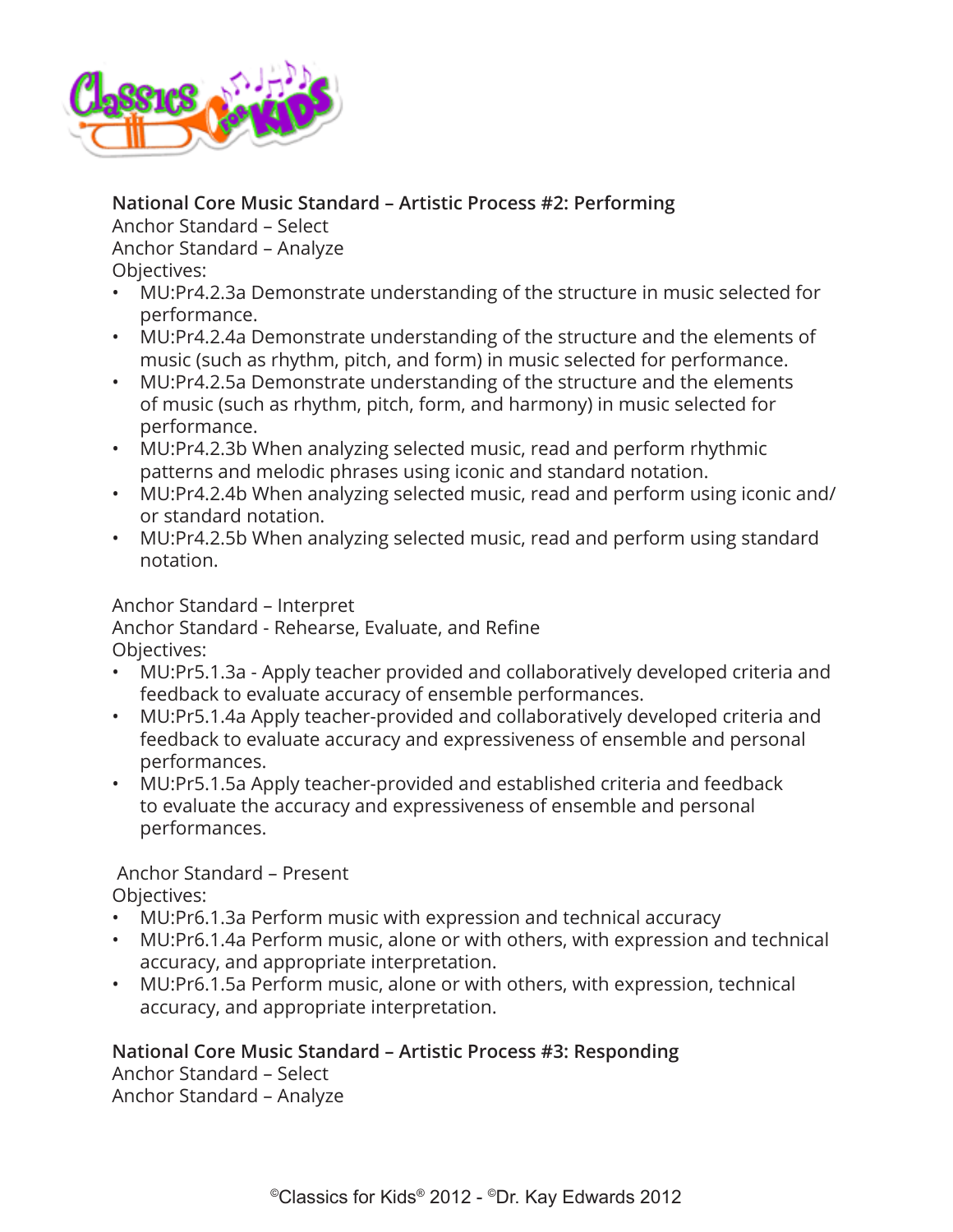**National Core Music Standard – Artistic Process #2: Performing**

Anchor Standard – Select
Anchor Standard – Analyze
Objectives:

- MU:Pr4.2.3a Demonstrate understanding of the structure in music selected for performance.
- MU:Pr4.2.4a Demonstrate understanding of the structure and the elements of music (such as rhythm, pitch, and form) in music selected for performance.
- MU:Pr4.2.5a Demonstrate understanding of the structure and the elements of music (such as rhythm, pitch, form, and harmony) in music selected for performance.
- MU:Pr4.2.3b When analyzing selected music, read and perform rhythmic patterns and melodic phrases using iconic and standard notation.
- MU:Pr4.2.4b When analyzing selected music, read and perform using iconic and/or standard notation.
- MU:Pr4.2.5b When analyzing selected music, read and perform using standard notation.

Anchor Standard – Interpret
Anchor Standard - Rehearse, Evaluate, and Refine
Objectives:

- MU:Pr5.1.3a - Apply teacher provided and collaboratively developed criteria and feedback to evaluate accuracy of ensemble performances.
- MU:Pr5.1.4a Apply teacher-provided and collaboratively developed criteria and feedback to evaluate accuracy and expressiveness of ensemble and personal performances.
- MU:Pr5.1.5a Apply teacher-provided and established criteria and feedback to evaluate the accuracy and expressiveness of ensemble and personal performances.

Anchor Standard – Present
Objectives:

- MU:Pr6.1.3a Perform music with expression and technical accuracy
- MU:Pr6.1.4a Perform music, alone or with others, with expression and technical accuracy, and appropriate interpretation.
- MU:Pr6.1.5a Perform music, alone or with others, with expression, technical accuracy, and appropriate interpretation.

**National Core Music Standard – Artistic Process #3: Responding**

Anchor Standard – Select
Anchor Standard – Analyze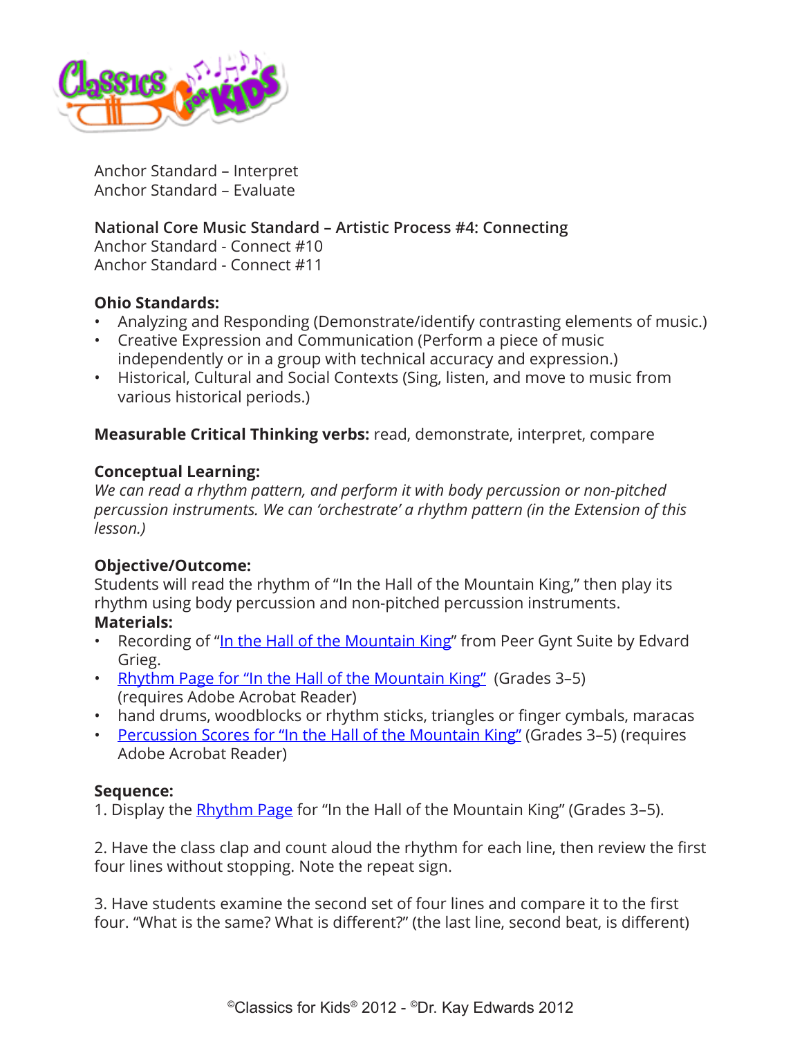Anchor Standard – Interpret
Anchor Standard – Evaluate

**National Core Music Standard – Artistic Process #4: Connecting**
Anchor Standard - Connect #10
Anchor Standard - Connect #11

**Ohio Standards:**
- Analyzing and Responding (Demonstrate/identify contrasting elements of music.)
- Creative Expression and Communication (Perform a piece of music independently or in a group with technical accuracy and expression.)
- Historical, Cultural and Social Contexts (Sing, listen, and move to music from various historical periods.)

**Measurable Critical Thinking verbs:** read, demonstrate, interpret, compare

**Conceptual Learning:**
*We can read a rhythm pattern, and perform it with body percussion or non-pitched percussion instruments. We can 'orchestrate' a rhythm pattern (in the Extension of this lesson.)*

**Objective/Outcome:**
Students will read the rhythm of "In the Hall of the Mountain King," then play its rhythm using body percussion and non-pitched percussion instruments.

**Materials:**
- Recording of "In the Hall of the Mountain King" from Peer Gynt Suite by Edvard Grieg.
- Rhythm Page for "In the Hall of the Mountain King" (Grades 3–5) (requires Adobe Acrobat Reader)
- hand drums, woodblocks or rhythm sticks, triangles or finger cymbals, maracas
- Percussion Scores for "In the Hall of the Mountain King" (Grades 3–5) (requires Adobe Acrobat Reader)

**Sequence:**
1. Display the Rhythm Page for "In the Hall of the Mountain King" (Grades 3–5).

2. Have the class clap and count aloud the rhythm for each line, then review the first four lines without stopping. Note the repeat sign.

3. Have students examine the second set of four lines and compare it to the first four. "What is the same? What is different?" (the last line, second beat, is different)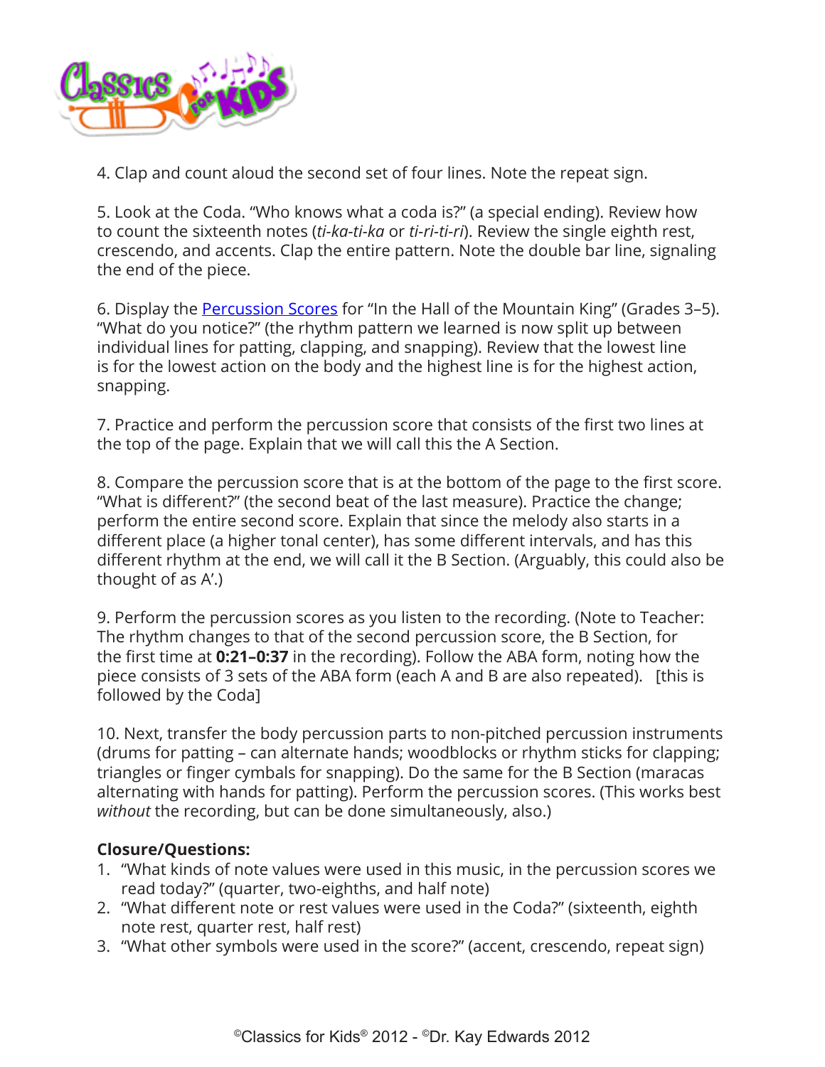4. Clap and count aloud the second set of four lines. Note the repeat sign.

5. Look at the Coda. "Who knows what a coda is?" (a special ending). Review how to count the sixteenth notes (*ti-ka-ti-ka* or *ti-ri-ti-ri*). Review the single eighth rest, crescendo, and accents. Clap the entire pattern. Note the double bar line, signaling the end of the piece.

6. Display the Percussion Scores for "In the Hall of the Mountain King" (Grades 3–5). "What do you notice?" (the rhythm pattern we learned is now split up between individual lines for patting, clapping, and snapping). Review that the lowest line is for the lowest action on the body and the highest line is for the highest action, snapping.

7. Practice and perform the percussion score that consists of the first two lines at the top of the page. Explain that we will call this the A Section.

8. Compare the percussion score that is at the bottom of the page to the first score. "What is different?" (the second beat of the last measure). Practice the change; perform the entire second score. Explain that since the melody also starts in a different place (a higher tonal center), has some different intervals, and has this different rhythm at the end, we will call it the B Section. (Arguably, this could also be thought of as A'.)

9. Perform the percussion scores as you listen to the recording. (Note to Teacher: The rhythm changes to that of the second percussion score, the B Section, for the first time at **0:21–0:37** in the recording). Follow the ABA form, noting how the piece consists of 3 sets of the ABA form (each A and B are also repeated). [this is followed by the Coda]

10. Next, transfer the body percussion parts to non-pitched percussion instruments (drums for patting – can alternate hands; woodblocks or rhythm sticks for clapping; triangles or finger cymbals for snapping). Do the same for the B Section (maracas alternating with hands for patting). Perform the percussion scores. (This works best *without* the recording, but can be done simultaneously, also.)

**Closure/Questions:**

1. "What kinds of note values were used in this music, in the percussion scores we read today?" (quarter, two-eighths, and half note)
2. "What different note or rest values were used in the Coda?" (sixteenth, eighth note rest, quarter rest, half rest)
3. "What other symbols were used in the score?" (accent, crescendo, repeat sign)

©Classics for Kids® 2012 - ©Dr. Kay Edwards 2012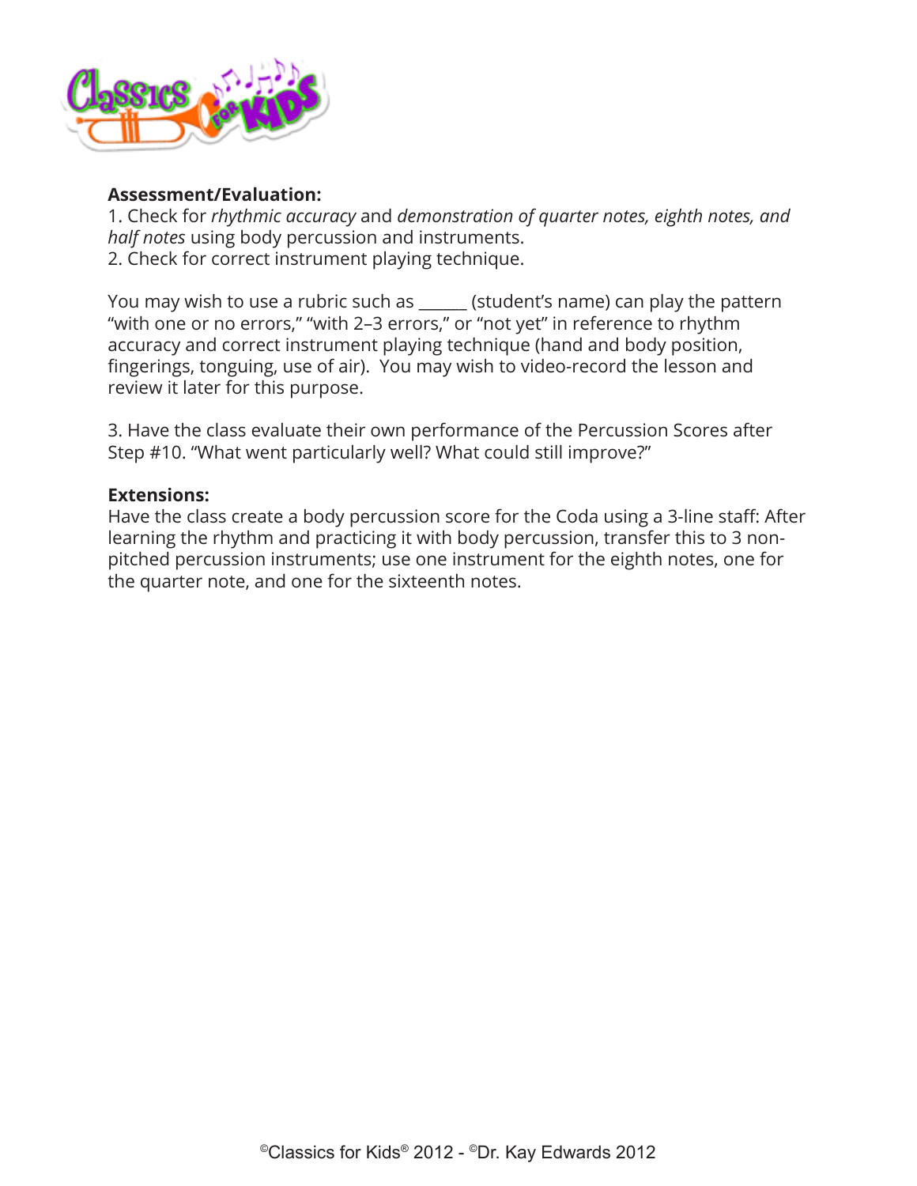**Assessment/Evaluation:**

1. Check for *rhythmic accuracy* and *demonstration of quarter notes, eighth notes, and half notes* using body percussion and instruments.
2. Check for correct instrument playing technique.

You may wish to use a rubric such as ______ (student's name) can play the pattern "with one or no errors," "with 2–3 errors," or "not yet" in reference to rhythm accuracy and correct instrument playing technique (hand and body position, fingerings, tonguing, use of air). You may wish to video-record the lesson and review it later for this purpose.

3. Have the class evaluate their own performance of the Percussion Scores after Step #10. "What went particularly well? What could still improve?"

**Extensions:**

Have the class create a body percussion score for the Coda using a 3-line staff: After learning the rhythm and practicing it with body percussion, transfer this to 3 non-pitched percussion instruments; use one instrument for the eighth notes, one for the quarter note, and one for the sixteenth notes.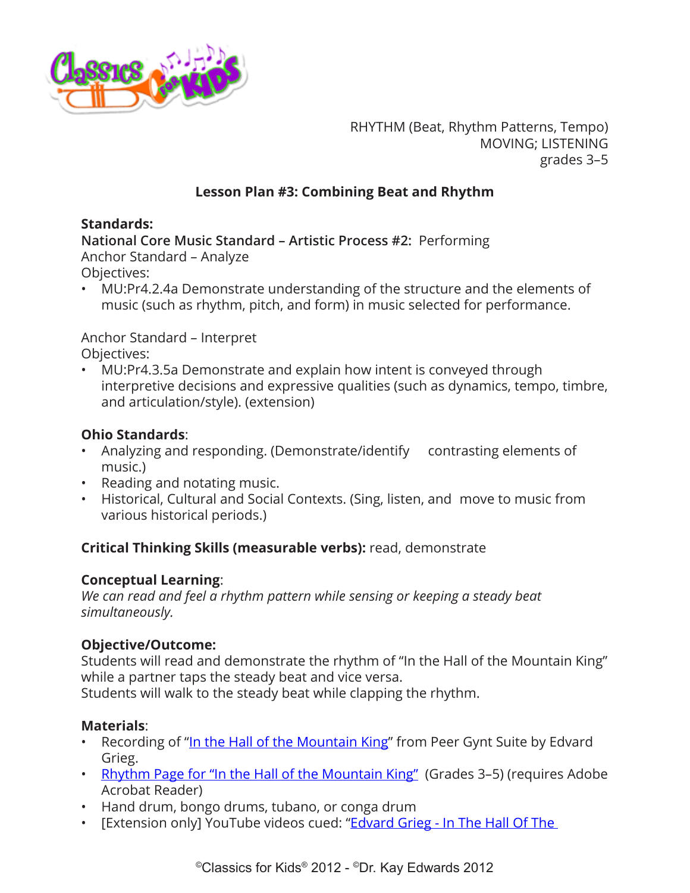RHYTHM (Beat, Rhythm Patterns, Tempo)
MOVING; LISTENING
grades 3–5

### Lesson Plan #3: Combining Beat and Rhythm

**Standards:**
**National Core Music Standard – Artistic Process #2:** Performing
Anchor Standard – Analyze
Objectives:

- MU:Pr4.2.4a Demonstrate understanding of the structure and the elements of music (such as rhythm, pitch, and form) in music selected for performance.

Anchor Standard – Interpret
Objectives:

- MU:Pr4.3.5a Demonstrate and explain how intent is conveyed through interpretive decisions and expressive qualities (such as dynamics, tempo, timbre, and articulation/style). (extension)

**Ohio Standards**:

- Analyzing and responding. (Demonstrate/identify contrasting elements of music.)
- Reading and notating music.
- Historical, Cultural and Social Contexts. (Sing, listen, and move to music from various historical periods.)

**Critical Thinking Skills (measurable verbs):** read, demonstrate

**Conceptual Learning**:
*We can read and feel a rhythm pattern while sensing or keeping a steady beat simultaneously.*

**Objective/Outcome:**
Students will read and demonstrate the rhythm of "In the Hall of the Mountain King" while a partner taps the steady beat and vice versa.
Students will walk to the steady beat while clapping the rhythm.

**Materials**:

- Recording of "In the Hall of the Mountain King" from Peer Gynt Suite by Edvard Grieg.
- Rhythm Page for "In the Hall of the Mountain King" (Grades 3–5) (requires Adobe Acrobat Reader)
- Hand drum, bongo drums, tubano, or conga drum
- [Extension only] YouTube videos cued: "Edvard Grieg - In The Hall Of The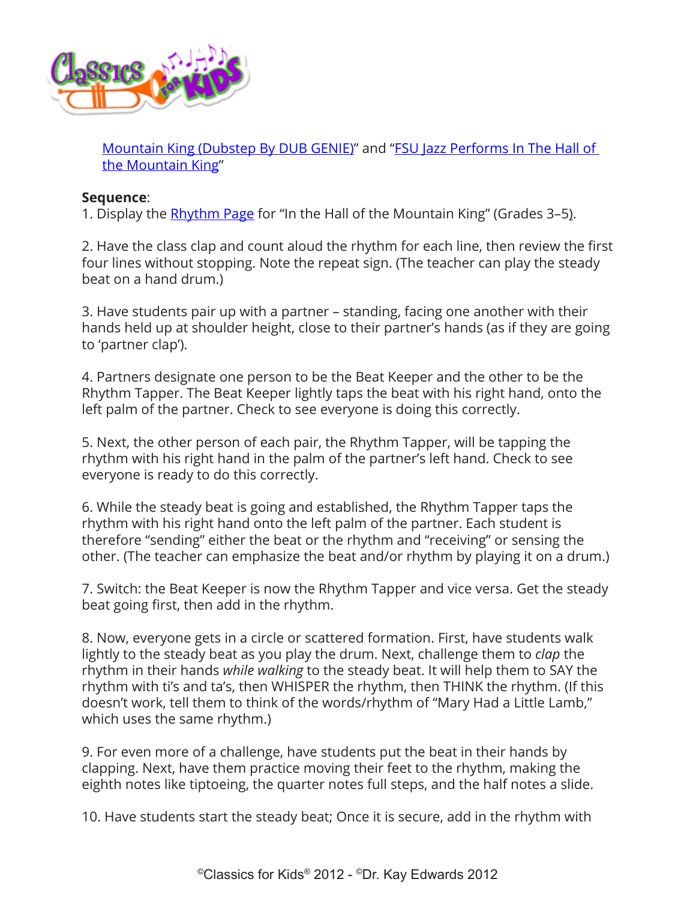Mountain King (Dubstep By DUB GENIE)" and "FSU Jazz Performs In The Hall of the Mountain King"

**Sequence**:

1. Display the Rhythm Page for "In the Hall of the Mountain King" (Grades 3–5).

2. Have the class clap and count aloud the rhythm for each line, then review the first four lines without stopping. Note the repeat sign. (The teacher can play the steady beat on a hand drum.)

3. Have students pair up with a partner – standing, facing one another with their hands held up at shoulder height, close to their partner's hands (as if they are going to 'partner clap').

4. Partners designate one person to be the Beat Keeper and the other to be the Rhythm Tapper. The Beat Keeper lightly taps the beat with his right hand, onto the left palm of the partner. Check to see everyone is doing this correctly.

5. Next, the other person of each pair, the Rhythm Tapper, will be tapping the rhythm with his right hand in the palm of the partner's left hand. Check to see everyone is ready to do this correctly.

6. While the steady beat is going and established, the Rhythm Tapper taps the rhythm with his right hand onto the left palm of the partner. Each student is therefore "sending" either the beat or the rhythm and "receiving" or sensing the other. (The teacher can emphasize the beat and/or rhythm by playing it on a drum.)

7. Switch: the Beat Keeper is now the Rhythm Tapper and vice versa. Get the steady beat going first, then add in the rhythm.

8. Now, everyone gets in a circle or scattered formation. First, have students walk lightly to the steady beat as you play the drum. Next, challenge them to *clap* the rhythm in their hands *while walking* to the steady beat. It will help them to SAY the rhythm with ti's and ta's, then WHISPER the rhythm, then THINK the rhythm. (If this doesn't work, tell them to think of the words/rhythm of "Mary Had a Little Lamb," which uses the same rhythm.)

9. For even more of a challenge, have students put the beat in their hands by clapping. Next, have them practice moving their feet to the rhythm, making the eighth notes like tiptoeing, the quarter notes full steps, and the half notes a slide.

10. Have students start the steady beat; Once it is secure, add in the rhythm with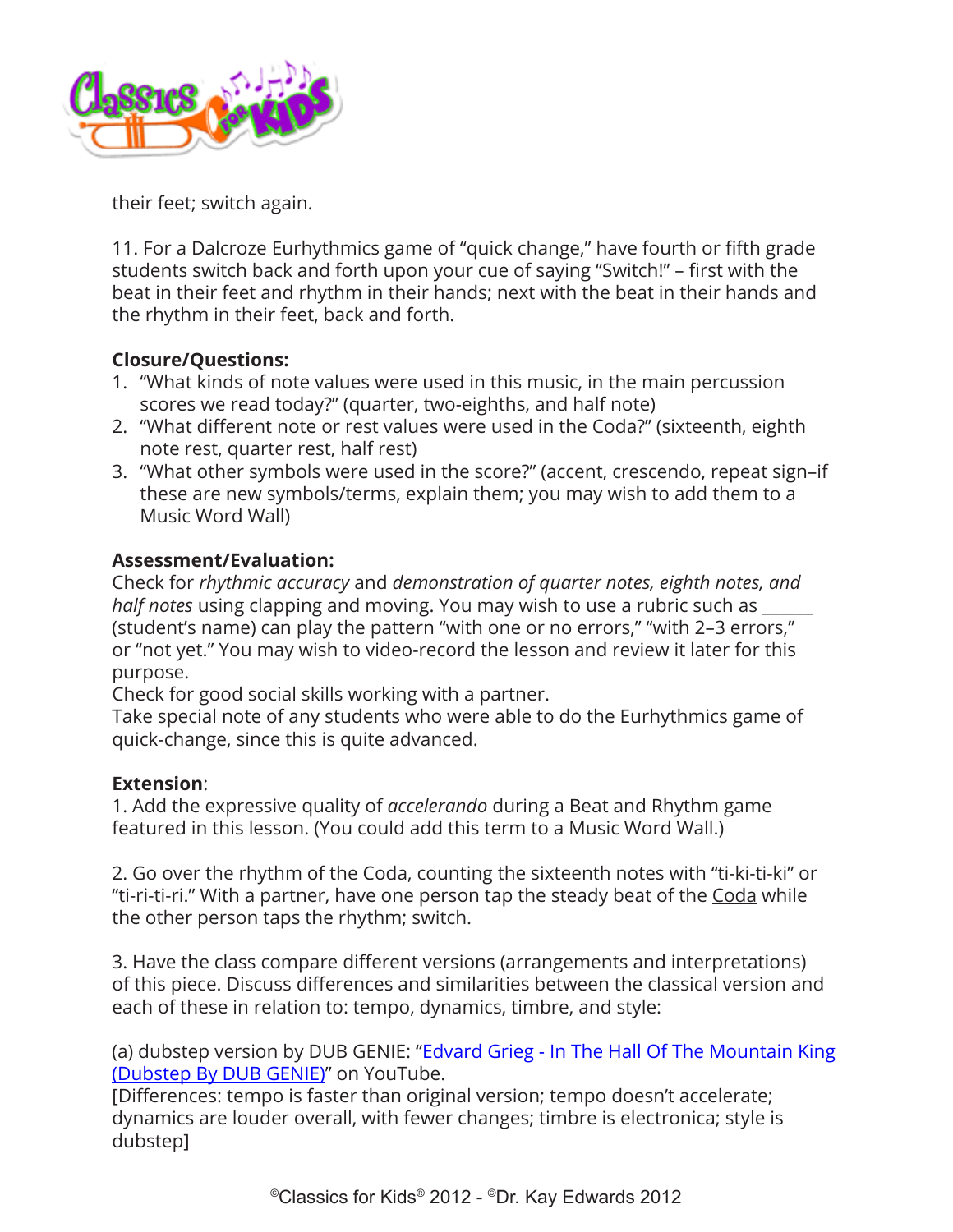their feet; switch again.

11. For a Dalcroze Eurhythmics game of "quick change," have fourth or fifth grade students switch back and forth upon your cue of saying "Switch!" – first with the beat in their feet and rhythm in their hands; next with the beat in their hands and the rhythm in their feet, back and forth.

**Closure/Questions:**

1. "What kinds of note values were used in this music, in the main percussion scores we read today?" (quarter, two-eighths, and half note)
2. "What different note or rest values were used in the Coda?" (sixteenth, eighth note rest, quarter rest, half rest)
3. "What other symbols were used in the score?" (accent, crescendo, repeat sign–if these are new symbols/terms, explain them; you may wish to add them to a Music Word Wall)

**Assessment/Evaluation:**

Check for *rhythmic accuracy* and *demonstration of quarter notes, eighth notes, and half notes* using clapping and moving. You may wish to use a rubric such as ______ (student's name) can play the pattern "with one or no errors," "with 2–3 errors," or "not yet." You may wish to video-record the lesson and review it later for this purpose.
Check for good social skills working with a partner.
Take special note of any students who were able to do the Eurhythmics game of quick-change, since this is quite advanced.

**Extension**:

1. Add the expressive quality of *accelerando* during a Beat and Rhythm game featured in this lesson. (You could add this term to a Music Word Wall.)

2. Go over the rhythm of the Coda, counting the sixteenth notes with "ti-ki-ti-ki" or "ti-ri-ti-ri." With a partner, have one person tap the steady beat of the Coda while the other person taps the rhythm; switch.

3. Have the class compare different versions (arrangements and interpretations) of this piece. Discuss differences and similarities between the classical version and each of these in relation to: tempo, dynamics, timbre, and style:

(a) dubstep version by DUB GENIE: "Edvard Grieg - In The Hall Of The Mountain King (Dubstep By DUB GENIE)" on YouTube.
[Differences: tempo is faster than original version; tempo doesn't accelerate; dynamics are louder overall, with fewer changes; timbre is electronica; style is dubstep]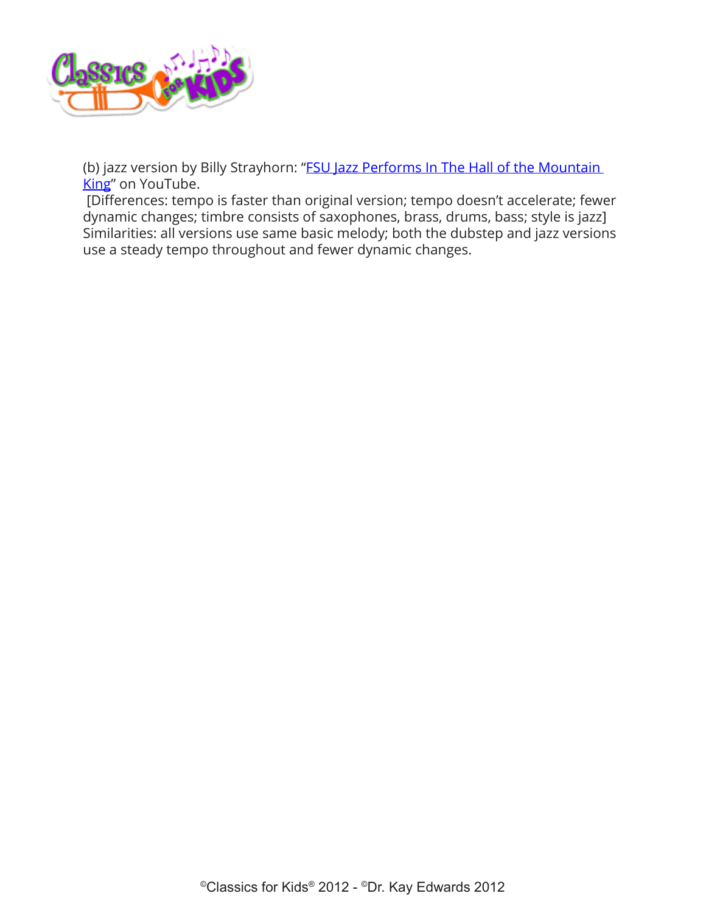(b) jazz version by Billy Strayhorn: "FSU Jazz Performs In The Hall of the Mountain King" on YouTube.
[Differences: tempo is faster than original version; tempo doesn't accelerate; fewer dynamic changes; timbre consists of saxophones, brass, drums, bass; style is jazz]
Similarities: all versions use same basic melody; both the dubstep and jazz versions use a steady tempo throughout and fewer dynamic changes.